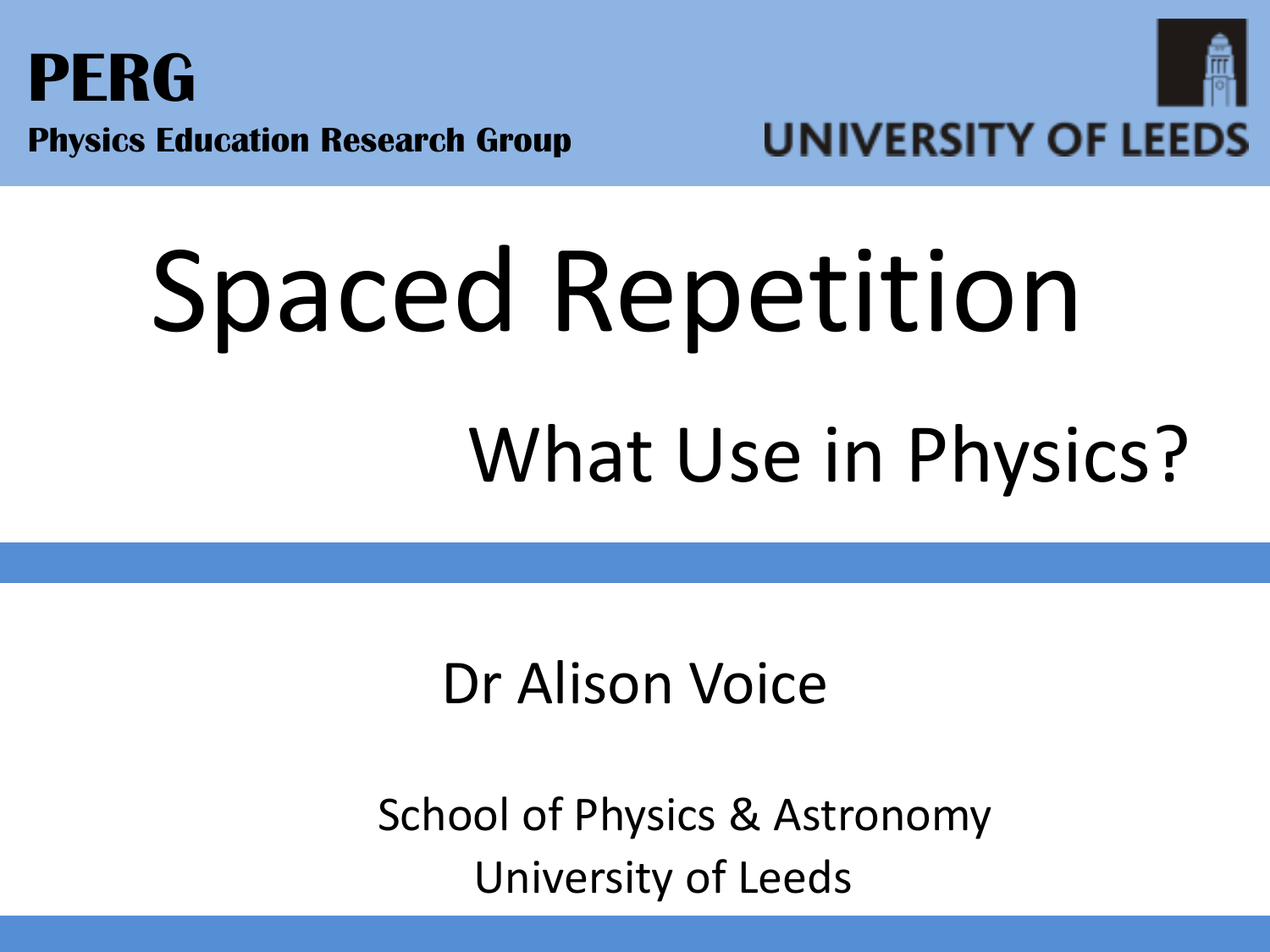**PERG**

**Physics Education Research Group**

UNIVERSITY OF LEEDS

# Spaced Repetition

## What Use in Physics?

Dr Alison Voice

School of Physics & Astronomy
University of Leeds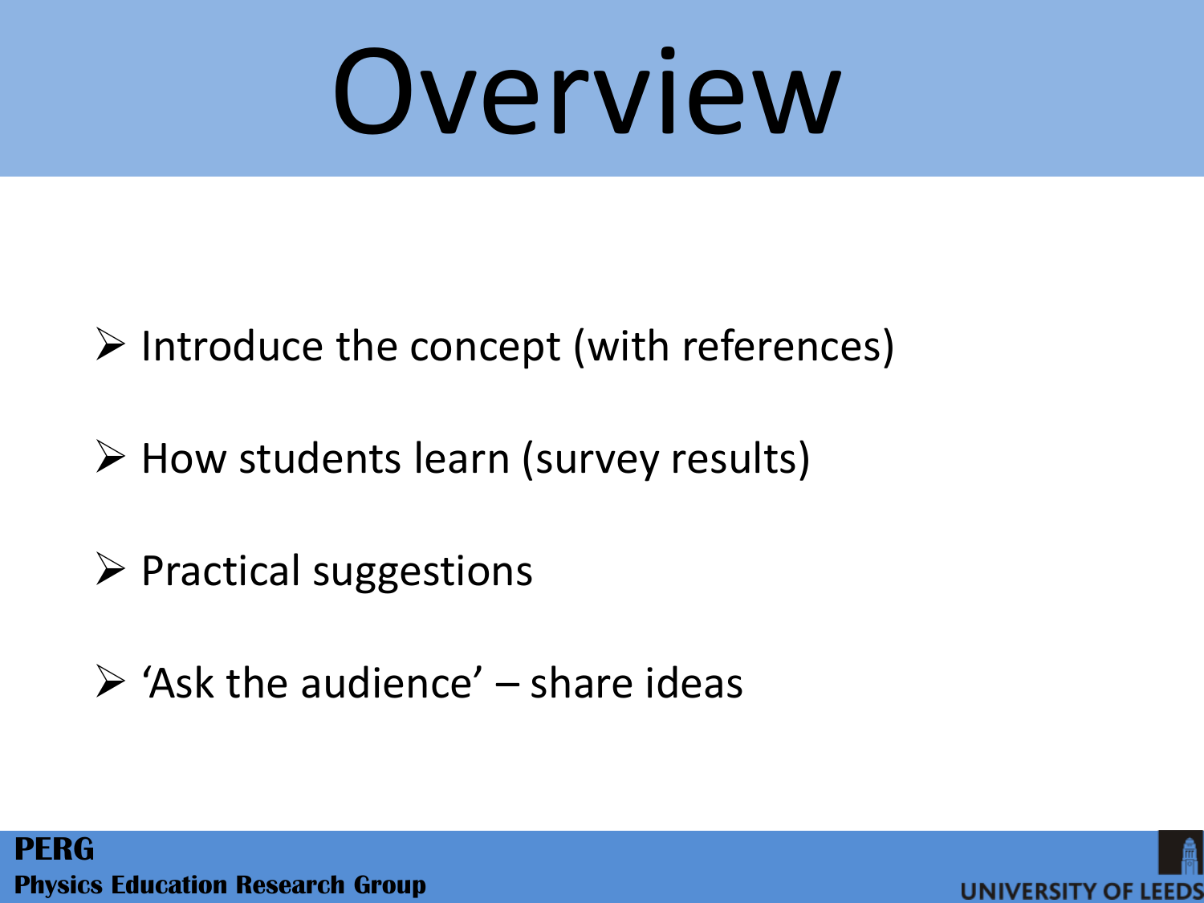# Overview

- Introduce the concept (with references)
- How students learn (survey results)
- Practical suggestions
- ‘Ask the audience’ – share ideas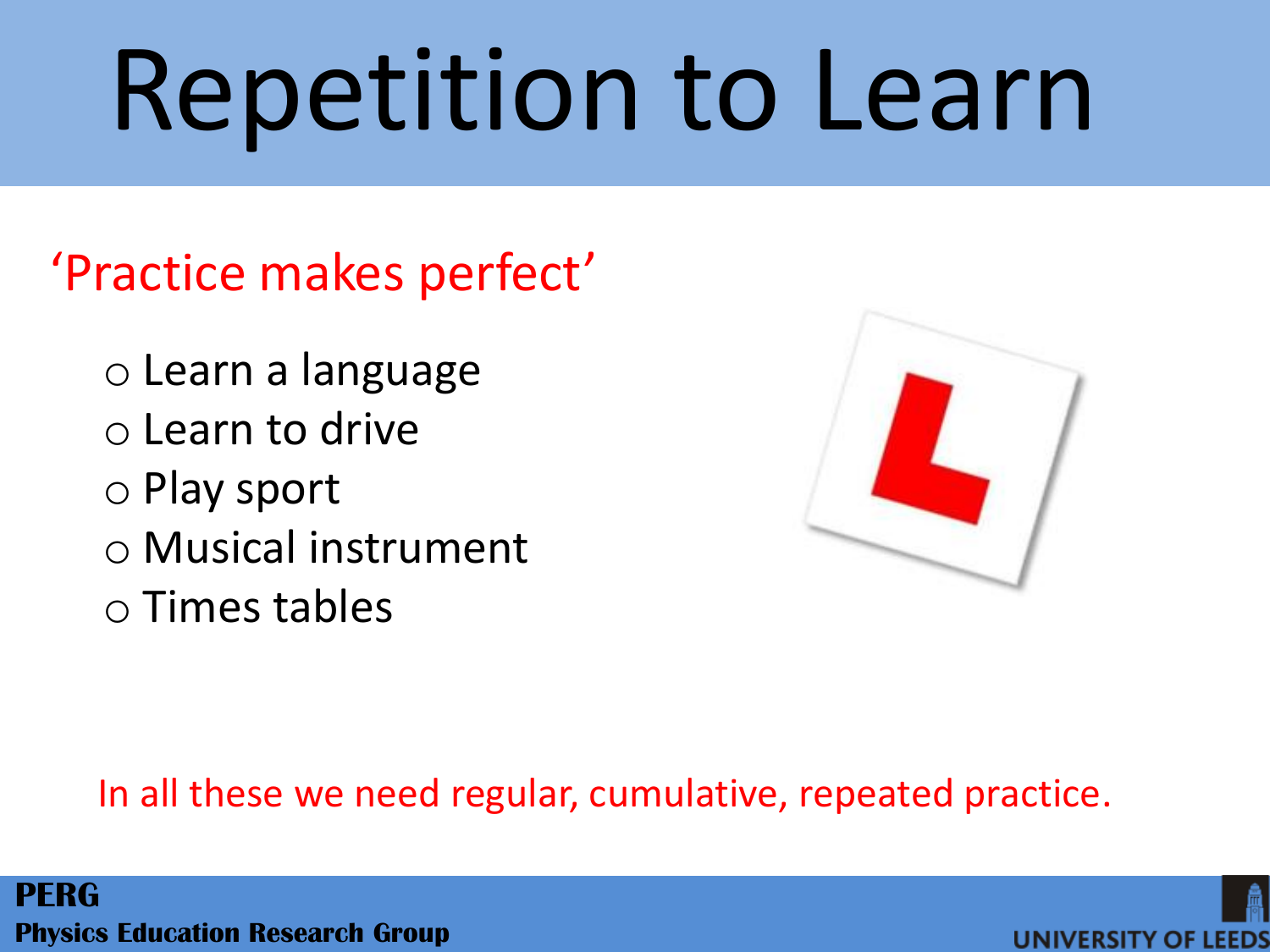# Repetition to Learn

'Practice makes perfect'

- Learn a language
- Learn to drive
- Play sport
- Musical instrument
- Times tables

In all these we need regular, cumulative, repeated practice.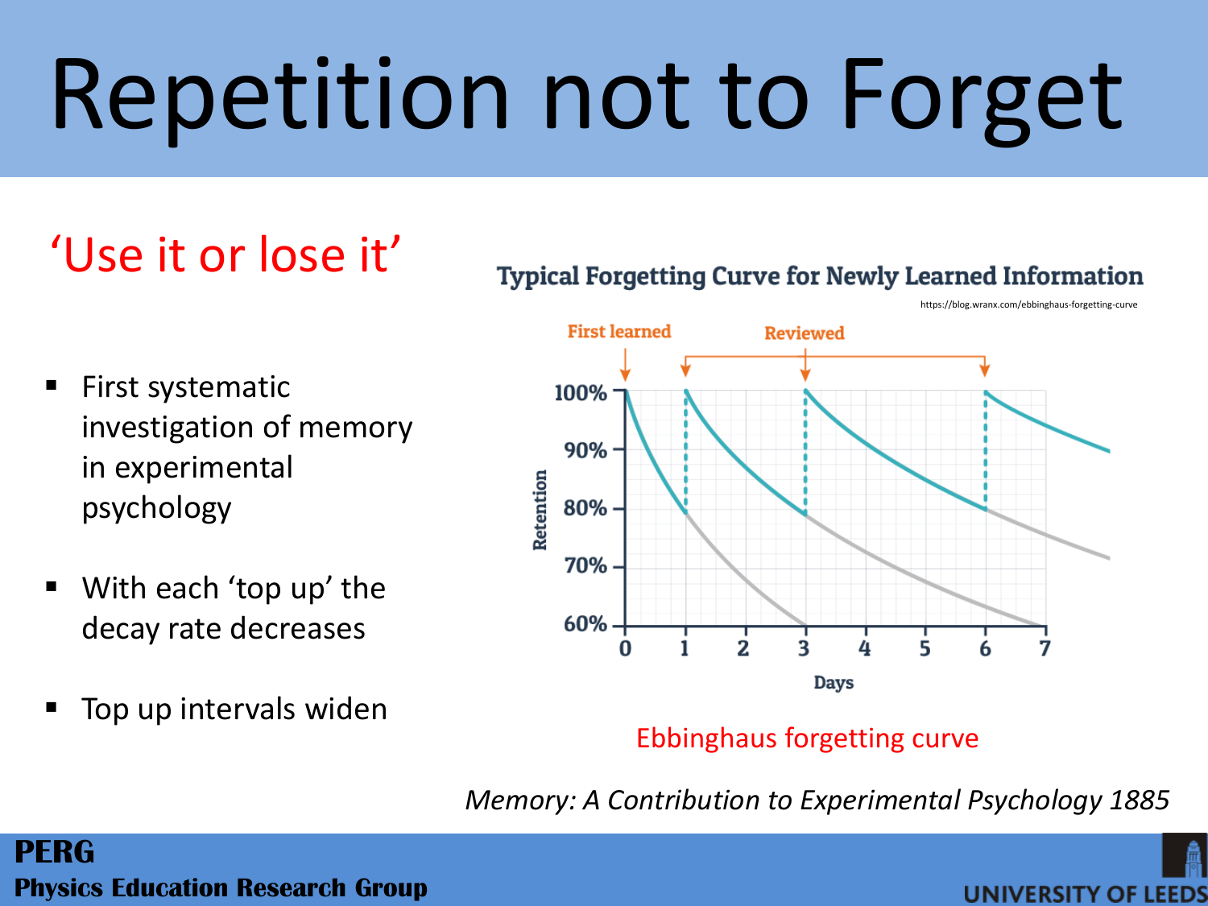# Repetition not to Forget

## 'Use it or lose it'

- First systematic investigation of memory in experimental psychology
- With each 'top up' the decay rate decreases
- Top up intervals widen

**Typical Forgetting Curve for Newly Learned Information**

https://blog.wranx.com/ebbinghaus-forgetting-curve

First learned — Reviewed

Retention: 100%, 90%, 80%, 70%, 60%

Days: 0, 1, 2, 3, 4, 5, 6, 7

Ebbinghaus forgetting curve

*Memory: A Contribution to Experimental Psychology 1885*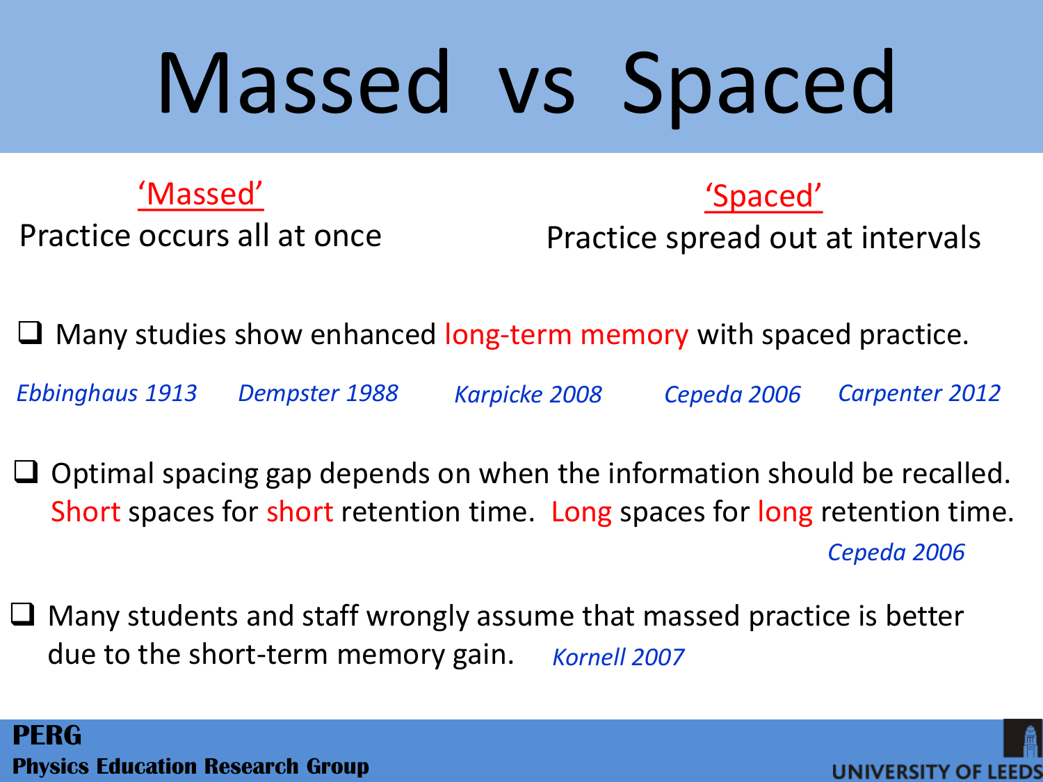# Massed vs Spaced

**'Massed'**
Practice occurs all at once

**'Spaced'**
Practice spread out at intervals

- Many studies show enhanced long-term memory with spaced practice.

*Ebbinghaus 1913* *Dempster 1988* *Karpicke 2008* *Cepeda 2006* *Carpenter 2012*

- Optimal spacing gap depends on when the information should be recalled. Short spaces for short retention time. Long spaces for long retention time.

*Cepeda 2006*

- Many students and staff wrongly assume that massed practice is better due to the short-term memory gain. *Kornell 2007*

**PERG**
**Physics Education Research Group**

UNIVERSITY OF LEEDS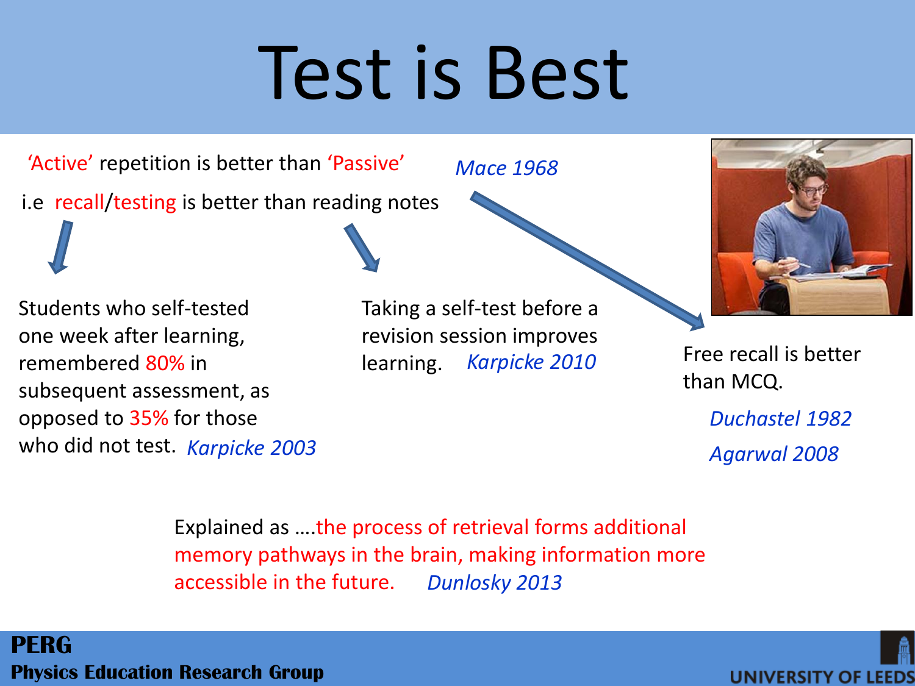# Test is Best

'Active' repetition is better than 'Passive' *Mace 1968*

i.e recall/testing is better than reading notes

Students who self-tested one week after learning, remembered 80% in subsequent assessment, as opposed to 35% for those who did not test. *Karpicke 2003*

Taking a self-test before a revision session improves learning. *Karpicke 2010*

Free recall is better than MCQ.

*Duchastel 1982*

*Agarwal 2008*

Explained as ….the process of retrieval forms additional memory pathways in the brain, making information more accessible in the future. *Dunlosky 2013*

**PERG**

**Physics Education Research Group**

UNIVERSITY OF LEEDS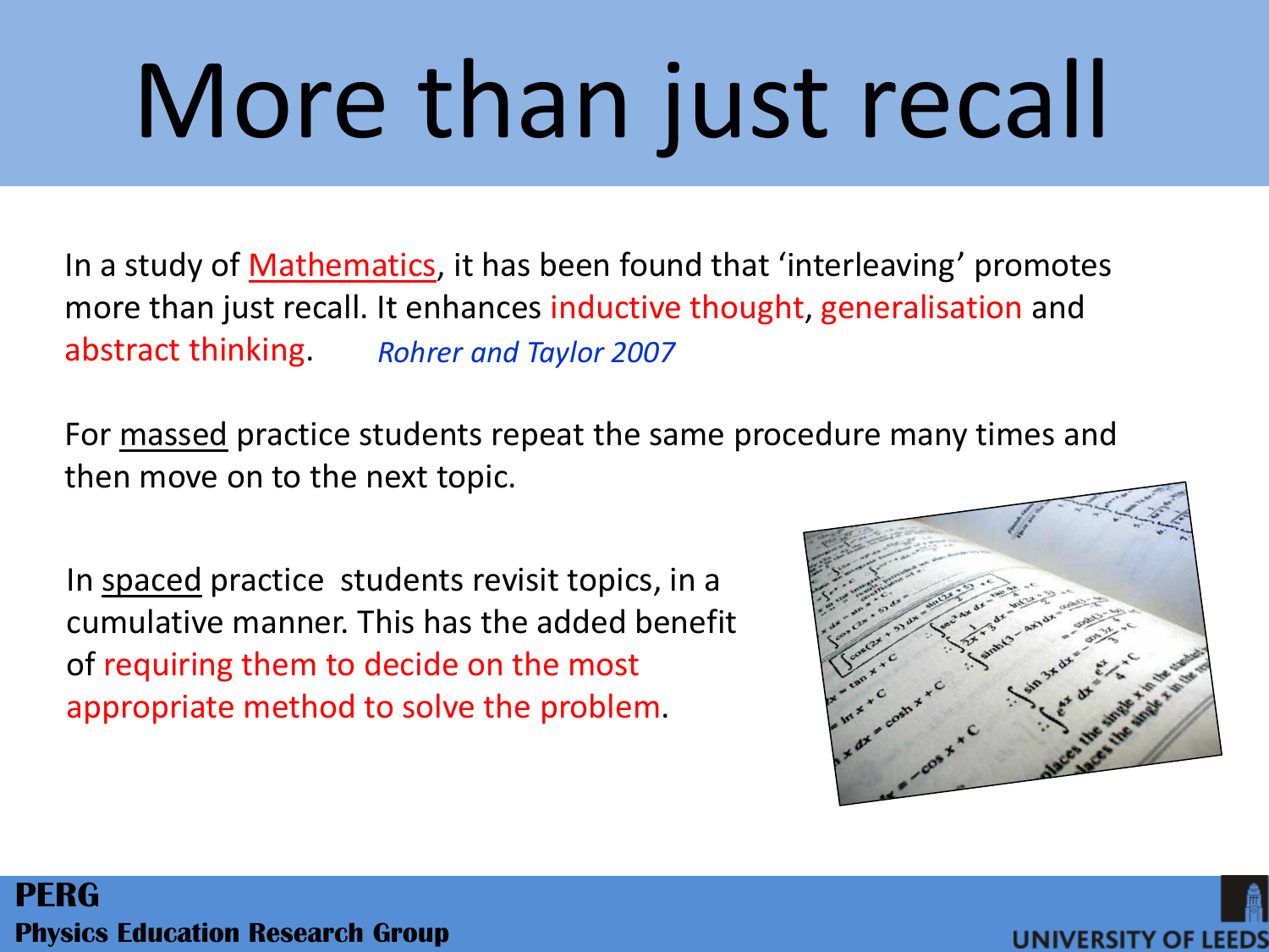# More than just recall

In a study of Mathematics, it has been found that 'interleaving' promotes more than just recall. It enhances inductive thought, generalisation and abstract thinking. *Rohrer and Taylor 2007*

For massed practice students repeat the same procedure many times and then move on to the next topic.

In spaced practice students revisit topics, in a cumulative manner. This has the added benefit of requiring them to decide on the most appropriate method to solve the problem.

**PERG**
**Physics Education Research Group**

UNIVERSITY OF LEEDS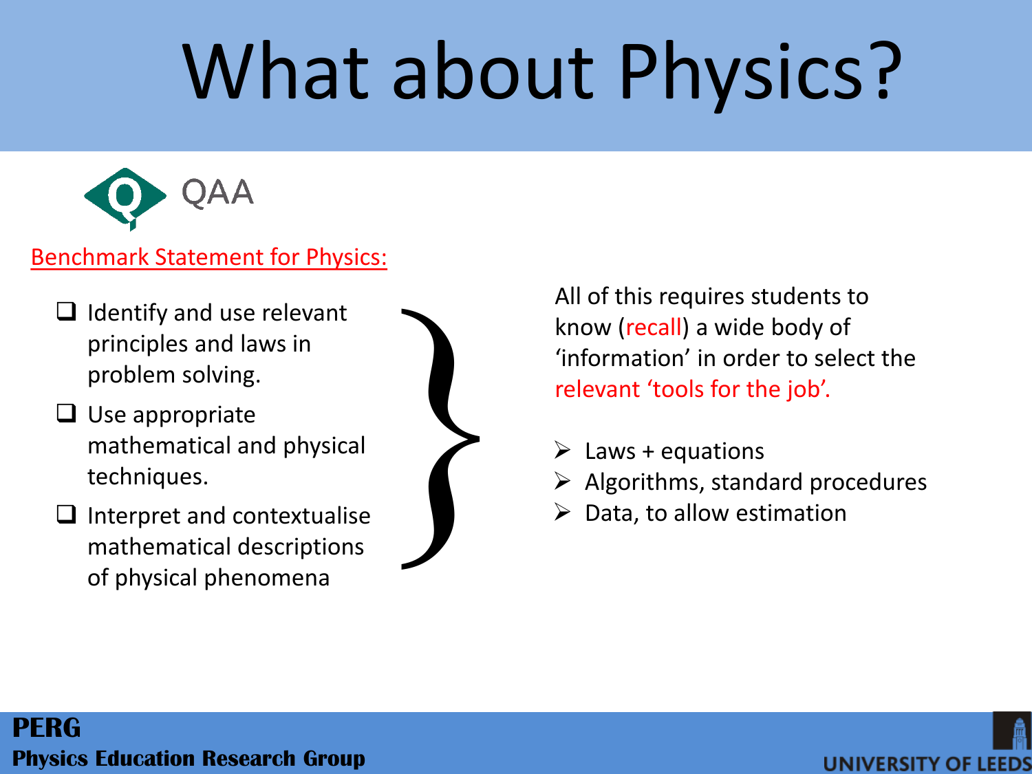# What about Physics?

QAA

Benchmark Statement for Physics:

- Identify and use relevant principles and laws in problem solving.
- Use appropriate mathematical and physical techniques.
- Interpret and contextualise mathematical descriptions of physical phenomena

All of this requires students to know (recall) a wide body of 'information' in order to select the relevant 'tools for the job'.

- Laws + equations
- Algorithms, standard procedures
- Data, to allow estimation

**PERG**
**Physics Education Research Group**

UNIVERSITY OF LEEDS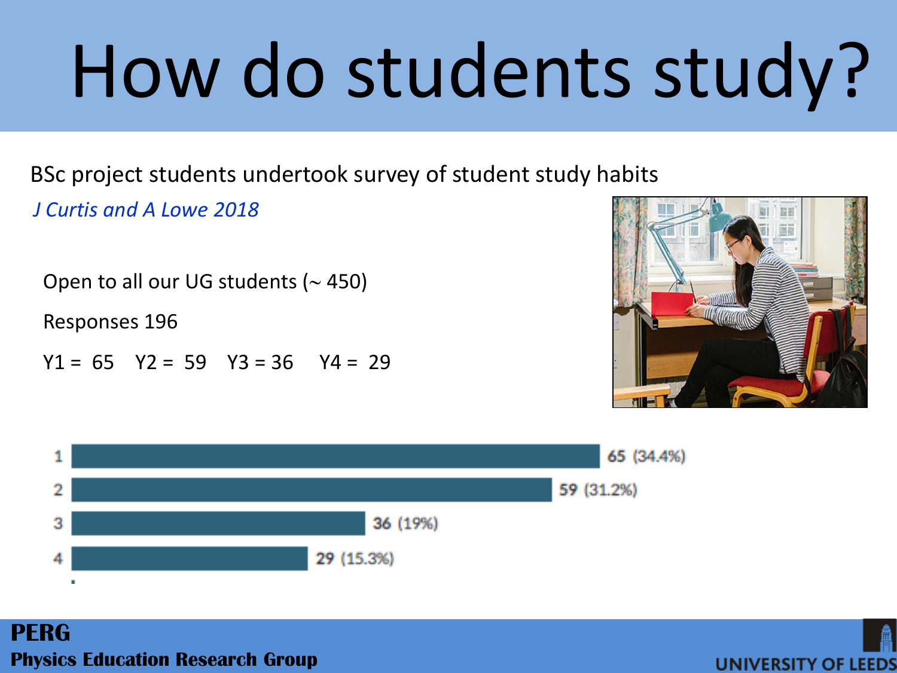# How do students study?

BSc project students undertook survey of student study habits

*J Curtis and A Lowe 2018*

Open to all our UG students (~ 450)

Responses 196

Y1 = 65  Y2 = 59  Y3 = 36  Y4 = 29

| Year | Responses |
| --- | --- |
| 1 | 65 (34.4%) |
| 2 | 59 (31.2%) |
| 3 | 36 (19%) |
| 4 | 29 (15.3%) |

**PERG**
**Physics Education Research Group**

UNIVERSITY OF LEEDS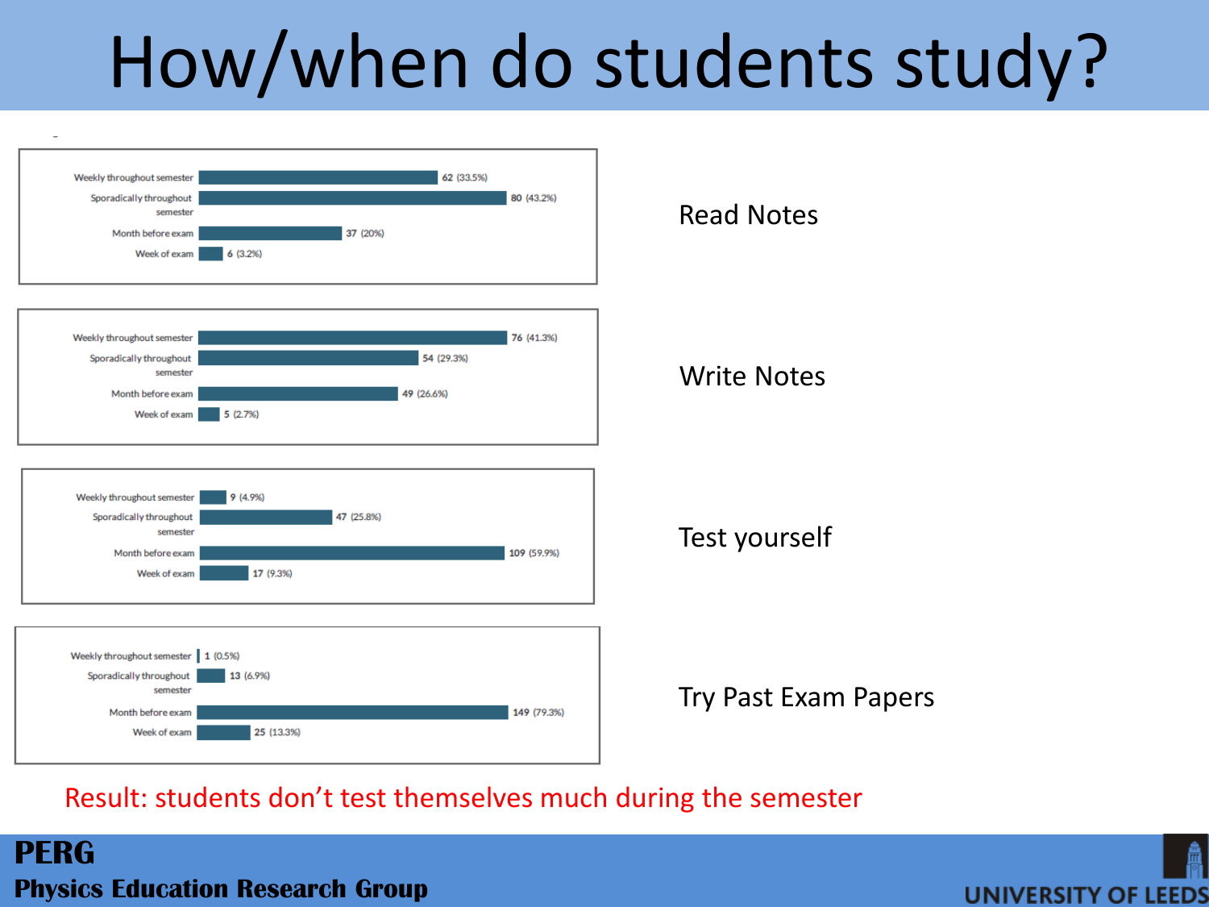# How/when do students study?

**Read Notes**

| Category | Count (%) |
|---|---|
| Weekly throughout semester | 62 (33.5%) |
| Sporadically throughout semester | 80 (43.2%) |
| Month before exam | 37 (20%) |
| Week of exam | 6 (3.2%) |

**Write Notes**

| Category | Count (%) |
|---|---|
| Weekly throughout semester | 76 (41.3%) |
| Sporadically throughout semester | 54 (29.3%) |
| Month before exam | 49 (26.6%) |
| Week of exam | 5 (2.7%) |

**Test yourself**

| Category | Count (%) |
|---|---|
| Weekly throughout semester | 9 (4.9%) |
| Sporadically throughout semester | 47 (25.8%) |
| Month before exam | 109 (59.9%) |
| Week of exam | 17 (9.3%) |

**Try Past Exam Papers**

| Category | Count (%) |
|---|---|
| Weekly throughout semester | 1 (0.5%) |
| Sporadically throughout semester | 13 (6.9%) |
| Month before exam | 149 (79.3%) |
| Week of exam | 25 (13.3%) |

Result: students don't test themselves much during the semester

**PERG**
**Physics Education Research Group**

UNIVERSITY OF LEEDS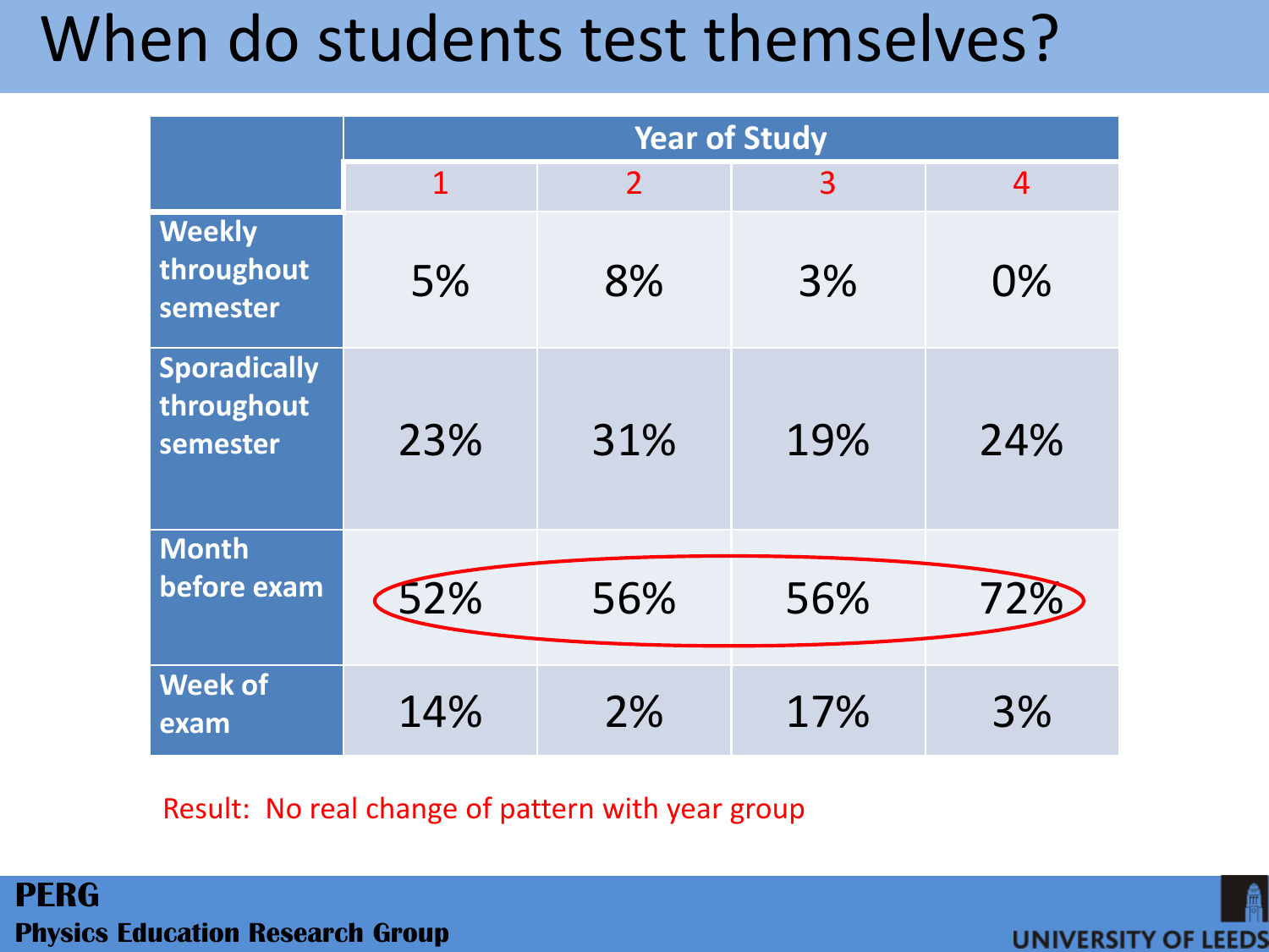# When do students test themselves?

| | Year of Study | | | |
|---|---|---|---|---|
| | 1 | 2 | 3 | 4 |
| **Weekly throughout semester** | 5% | 8% | 3% | 0% |
| **Sporadically throughout semester** | 23% | 31% | 19% | 24% |
| **Month before exam** | 52% | 56% | 56% | 72% |
| **Week of exam** | 14% | 2% | 17% | 3% |

Result: No real change of pattern with year group

**PERG**
**Physics Education Research Group**

UNIVERSITY OF LEEDS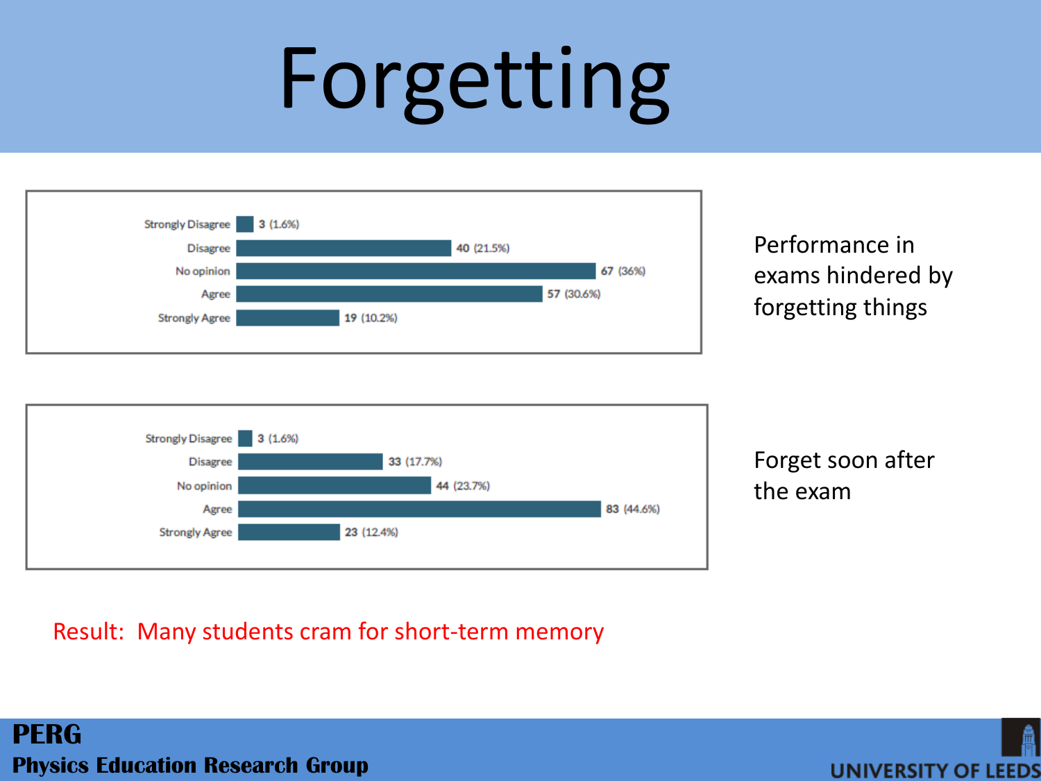# Forgetting

| Response | Count (%) |
| --- | --- |
| Strongly Disagree | 3 (1.6%) |
| Disagree | 40 (21.5%) |
| No opinion | 67 (36%) |
| Agree | 57 (30.6%) |
| Strongly Agree | 19 (10.2%) |

Performance in exams hindered by forgetting things

| Response | Count (%) |
| --- | --- |
| Strongly Disagree | 3 (1.6%) |
| Disagree | 33 (17.7%) |
| No opinion | 44 (23.7%) |
| Agree | 83 (44.6%) |
| Strongly Agree | 23 (12.4%) |

Forget soon after the exam

Result: Many students cram for short-term memory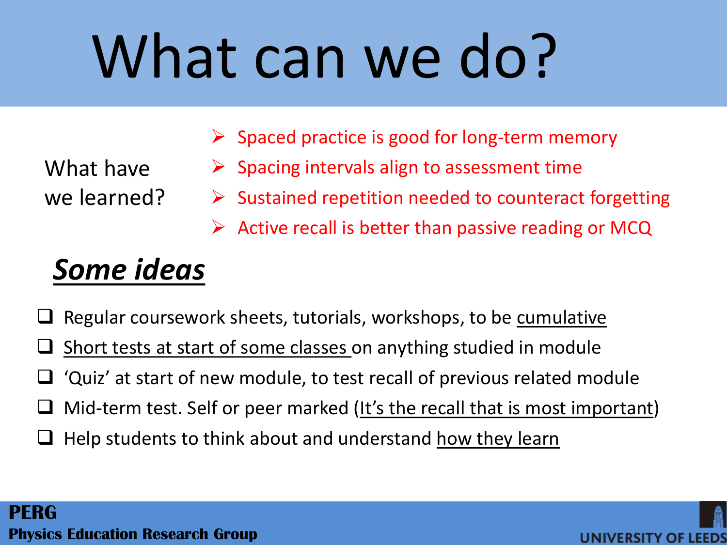# What can we do?

What have we learned?

- Spaced practice is good for long-term memory
- Spacing intervals align to assessment time
- Sustained repetition needed to counteract forgetting
- Active recall is better than passive reading or MCQ

## ***Some ideas***

- Regular coursework sheets, tutorials, workshops, to be cumulative
- Short tests at start of some classes on anything studied in module
- 'Quiz' at start of new module, to test recall of previous related module
- Mid-term test. Self or peer marked (It's the recall that is most important)
- Help students to think about and understand how they learn

**PERG**
**Physics Education Research Group**

UNIVERSITY OF LEEDS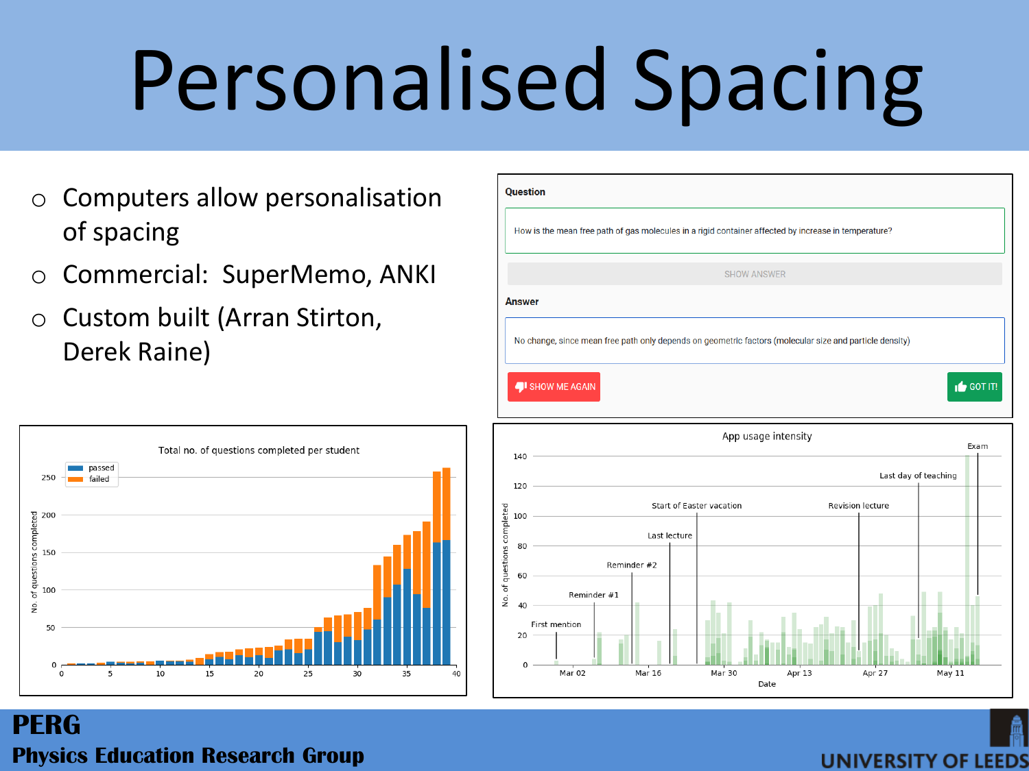# Personalised Spacing

- Computers allow personalisation of spacing
- Commercial: SuperMemo, ANKI
- Custom built (Arran Stirton, Derek Raine)

**Question**

How is the mean free path of gas molecules in a rigid container affected by increase in temperature?

SHOW ANSWER

**Answer**

No change, since mean free path only depends on geometric factors (molecular size and particle density)

SHOW ME AGAIN | GOT IT!

Total no. of questions completed per student

App usage intensity

**PERG**

**Physics Education Research Group**

UNIVERSITY OF LEEDS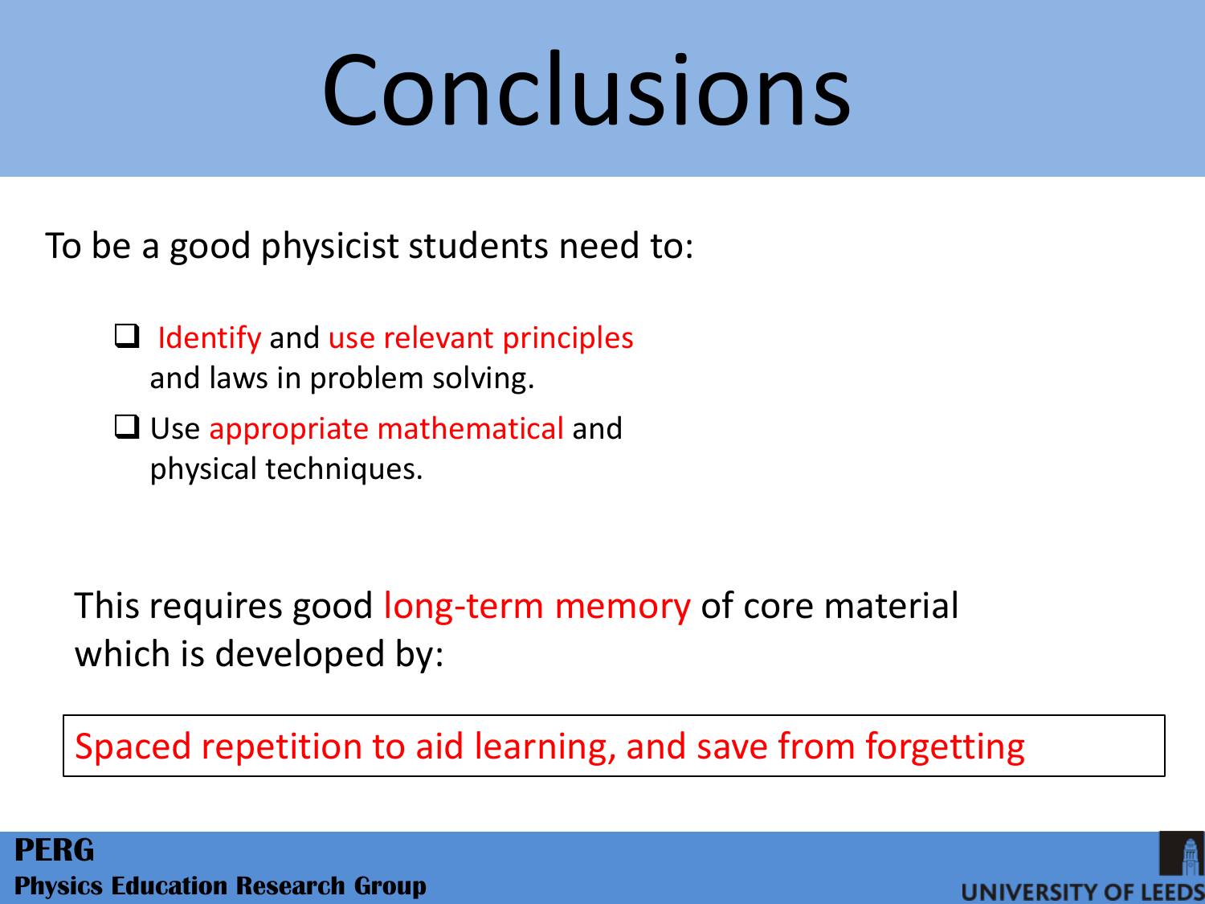# Conclusions

To be a good physicist students need to:

- Identify and use relevant principles and laws in problem solving.
- Use appropriate mathematical and physical techniques.

This requires good long-term memory of core material which is developed by:

Spaced repetition to aid learning, and save from forgetting

**PERG**
**Physics Education Research Group**

UNIVERSITY OF LEEDS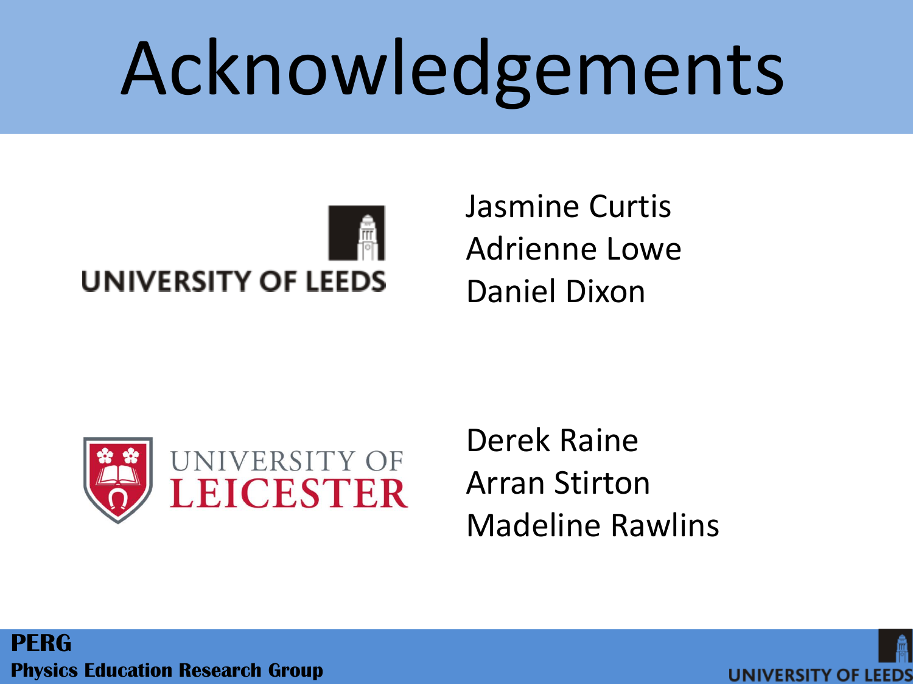# Acknowledgements

UNIVERSITY OF LEEDS

Jasmine Curtis
Adrienne Lowe
Daniel Dixon

UNIVERSITY OF LEICESTER

Derek Raine
Arran Stirton
Madeline Rawlins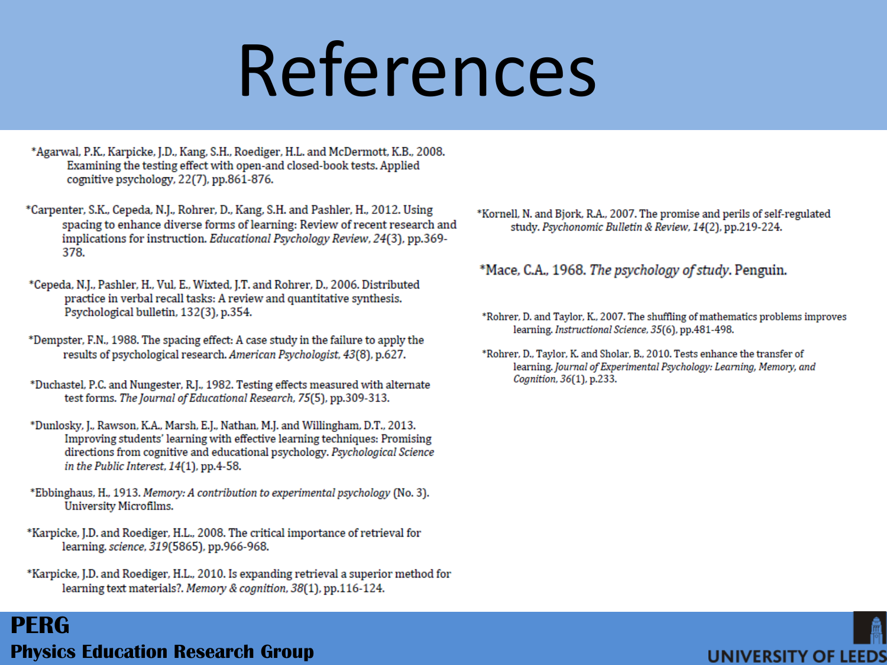# References

*Agarwal, P.K., Karpicke, J.D., Kang, S.H., Roediger, H.L. and McDermott, K.B., 2008. Examining the testing effect with open-and closed-book tests. Applied cognitive psychology, 22(7), pp.861-876.

*Carpenter, S.K., Cepeda, N.J., Rohrer, D., Kang, S.H. and Pashler, H., 2012. Using spacing to enhance diverse forms of learning: Review of recent research and implications for instruction. *Educational Psychology Review*, *24*(3), pp.369-378.

*Cepeda, N.J., Pashler, H., Vul, E., Wixted, J.T. and Rohrer, D., 2006. Distributed practice in verbal recall tasks: A review and quantitative synthesis. Psychological bulletin, 132(3), p.354.

*Dempster, F.N., 1988. The spacing effect: A case study in the failure to apply the results of psychological research. *American Psychologist*, *43*(8), p.627.

*Duchastel, P.C. and Nungester, R.J., 1982. Testing effects measured with alternate test forms. *The Journal of Educational Research*, *75*(5), pp.309-313.

*Dunlosky, J., Rawson, K.A., Marsh, E.J., Nathan, M.J. and Willingham, D.T., 2013. Improving students' learning with effective learning techniques: Promising directions from cognitive and educational psychology. *Psychological Science in the Public Interest*, *14*(1), pp.4-58.

*Ebbinghaus, H., 1913. *Memory: A contribution to experimental psychology* (No. 3). University Microfilms.

*Karpicke, J.D. and Roediger, H.L., 2008. The critical importance of retrieval for learning. *science*, *319*(5865), pp.966-968.

*Karpicke, J.D. and Roediger, H.L., 2010. Is expanding retrieval a superior method for learning text materials?. *Memory & cognition*, *38*(1), pp.116-124.

*Kornell, N. and Bjork, R.A., 2007. The promise and perils of self-regulated study. *Psychonomic Bulletin & Review*, *14*(2), pp.219-224.

*Mace, C.A., 1968. *The psychology of study*. Penguin.

*Rohrer, D. and Taylor, K., 2007. The shuffling of mathematics problems improves learning. *Instructional Science*, *35*(6), pp.481-498.

*Rohrer, D., Taylor, K. and Sholar, B., 2010. Tests enhance the transfer of learning. *Journal of Experimental Psychology: Learning, Memory, and Cognition*, *36*(1), p.233.

**PERG**
**Physics Education Research Group**

UNIVERSITY OF LEEDS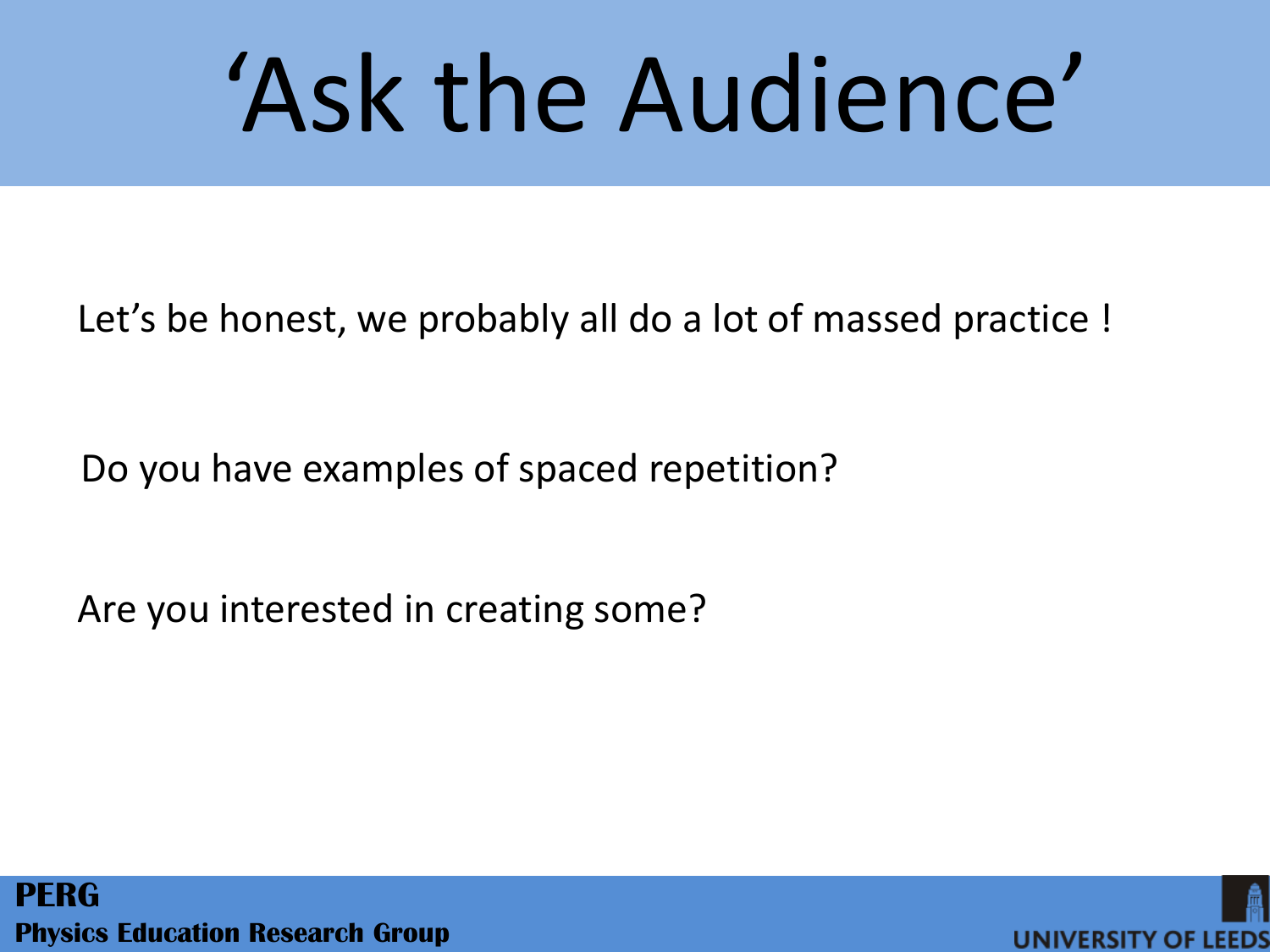# ‘Ask the Audience’

Let’s be honest, we probably all do a lot of massed practice !

Do you have examples of spaced repetition?

Are you interested in creating some?